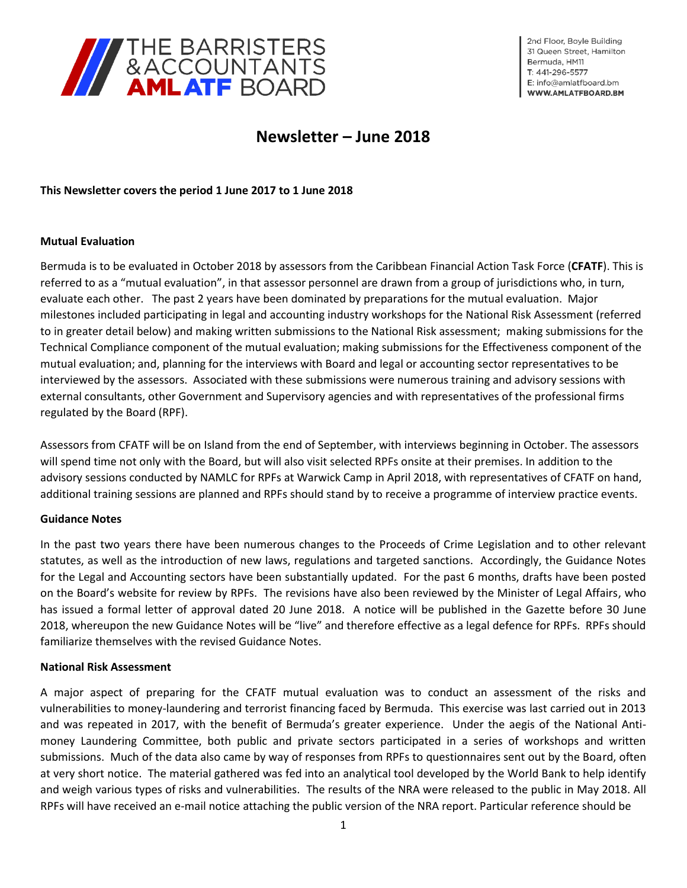THE BARRISTERS & ACCOUNTANTS AML ATF BOARD

2nd Floor, Boyle Building
31 Queen Street, Hamilton
Bermuda, HM11
T: 441-296-5577
E: info@amlatfboard.bm
WWW.AMLATFBOARD.BM

# Newsletter – June 2018

**This Newsletter covers the period 1 June 2017 to 1 June 2018**

**Mutual Evaluation**

Bermuda is to be evaluated in October 2018 by assessors from the Caribbean Financial Action Task Force (**CFATF**). This is referred to as a "mutual evaluation", in that assessor personnel are drawn from a group of jurisdictions who, in turn, evaluate each other. The past 2 years have been dominated by preparations for the mutual evaluation. Major milestones included participating in legal and accounting industry workshops for the National Risk Assessment (referred to in greater detail below) and making written submissions to the National Risk assessment; making submissions for the Technical Compliance component of the mutual evaluation; making submissions for the Effectiveness component of the mutual evaluation; and, planning for the interviews with Board and legal or accounting sector representatives to be interviewed by the assessors. Associated with these submissions were numerous training and advisory sessions with external consultants, other Government and Supervisory agencies and with representatives of the professional firms regulated by the Board (RPF).

Assessors from CFATF will be on Island from the end of September, with interviews beginning in October. The assessors will spend time not only with the Board, but will also visit selected RPFs onsite at their premises. In addition to the advisory sessions conducted by NAMLC for RPFs at Warwick Camp in April 2018, with representatives of CFATF on hand, additional training sessions are planned and RPFs should stand by to receive a programme of interview practice events.

**Guidance Notes**

In the past two years there have been numerous changes to the Proceeds of Crime Legislation and to other relevant statutes, as well as the introduction of new laws, regulations and targeted sanctions. Accordingly, the Guidance Notes for the Legal and Accounting sectors have been substantially updated. For the past 6 months, drafts have been posted on the Board's website for review by RPFs. The revisions have also been reviewed by the Minister of Legal Affairs, who has issued a formal letter of approval dated 20 June 2018. A notice will be published in the Gazette before 30 June 2018, whereupon the new Guidance Notes will be "live" and therefore effective as a legal defence for RPFs. RPFs should familiarize themselves with the revised Guidance Notes.

**National Risk Assessment**

A major aspect of preparing for the CFATF mutual evaluation was to conduct an assessment of the risks and vulnerabilities to money-laundering and terrorist financing faced by Bermuda. This exercise was last carried out in 2013 and was repeated in 2017, with the benefit of Bermuda's greater experience. Under the aegis of the National Anti-money Laundering Committee, both public and private sectors participated in a series of workshops and written submissions. Much of the data also came by way of responses from RPFs to questionnaires sent out by the Board, often at very short notice. The material gathered was fed into an analytical tool developed by the World Bank to help identify and weigh various types of risks and vulnerabilities. The results of the NRA were released to the public in May 2018. All RPFs will have received an e-mail notice attaching the public version of the NRA report. Particular reference should be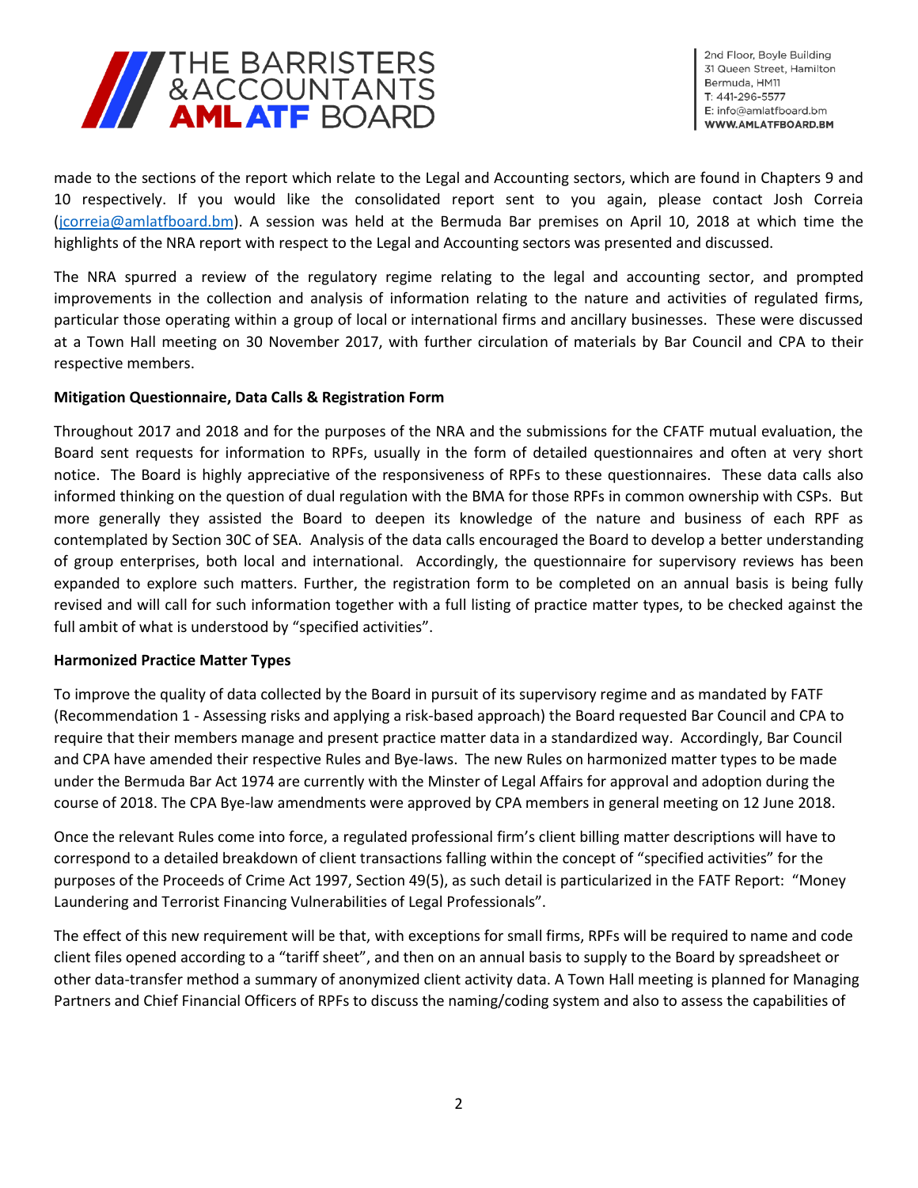made to the sections of the report which relate to the Legal and Accounting sectors, which are found in Chapters 9 and 10 respectively. If you would like the consolidated report sent to you again, please contact Josh Correia (jcorreia@amlatfboard.bm). A session was held at the Bermuda Bar premises on April 10, 2018 at which time the highlights of the NRA report with respect to the Legal and Accounting sectors was presented and discussed.

The NRA spurred a review of the regulatory regime relating to the legal and accounting sector, and prompted improvements in the collection and analysis of information relating to the nature and activities of regulated firms, particular those operating within a group of local or international firms and ancillary businesses. These were discussed at a Town Hall meeting on 30 November 2017, with further circulation of materials by Bar Council and CPA to their respective members.

**Mitigation Questionnaire, Data Calls & Registration Form**

Throughout 2017 and 2018 and for the purposes of the NRA and the submissions for the CFATF mutual evaluation, the Board sent requests for information to RPFs, usually in the form of detailed questionnaires and often at very short notice. The Board is highly appreciative of the responsiveness of RPFs to these questionnaires. These data calls also informed thinking on the question of dual regulation with the BMA for those RPFs in common ownership with CSPs. But more generally they assisted the Board to deepen its knowledge of the nature and business of each RPF as contemplated by Section 30C of SEA. Analysis of the data calls encouraged the Board to develop a better understanding of group enterprises, both local and international. Accordingly, the questionnaire for supervisory reviews has been expanded to explore such matters. Further, the registration form to be completed on an annual basis is being fully revised and will call for such information together with a full listing of practice matter types, to be checked against the full ambit of what is understood by "specified activities".

**Harmonized Practice Matter Types**

To improve the quality of data collected by the Board in pursuit of its supervisory regime and as mandated by FATF (Recommendation 1 - Assessing risks and applying a risk-based approach) the Board requested Bar Council and CPA to require that their members manage and present practice matter data in a standardized way. Accordingly, Bar Council and CPA have amended their respective Rules and Bye-laws. The new Rules on harmonized matter types to be made under the Bermuda Bar Act 1974 are currently with the Minster of Legal Affairs for approval and adoption during the course of 2018. The CPA Bye-law amendments were approved by CPA members in general meeting on 12 June 2018.

Once the relevant Rules come into force, a regulated professional firm's client billing matter descriptions will have to correspond to a detailed breakdown of client transactions falling within the concept of "specified activities" for the purposes of the Proceeds of Crime Act 1997, Section 49(5), as such detail is particularized in the FATF Report: "Money Laundering and Terrorist Financing Vulnerabilities of Legal Professionals".

The effect of this new requirement will be that, with exceptions for small firms, RPFs will be required to name and code client files opened according to a "tariff sheet", and then on an annual basis to supply to the Board by spreadsheet or other data-transfer method a summary of anonymized client activity data. A Town Hall meeting is planned for Managing Partners and Chief Financial Officers of RPFs to discuss the naming/coding system and also to assess the capabilities of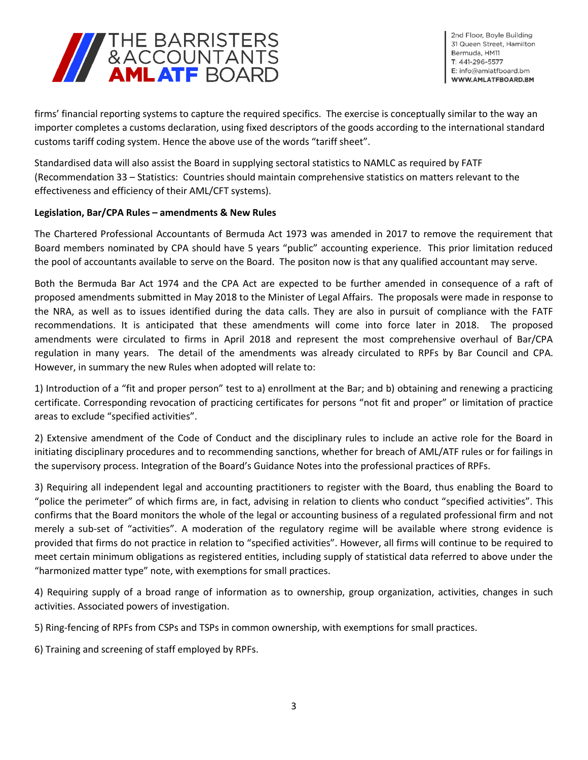firms' financial reporting systems to capture the required specifics. The exercise is conceptually similar to the way an importer completes a customs declaration, using fixed descriptors of the goods according to the international standard customs tariff coding system. Hence the above use of the words "tariff sheet".

Standardised data will also assist the Board in supplying sectoral statistics to NAMLC as required by FATF (Recommendation 33 – Statistics: Countries should maintain comprehensive statistics on matters relevant to the effectiveness and efficiency of their AML/CFT systems).

**Legislation, Bar/CPA Rules – amendments & New Rules**

The Chartered Professional Accountants of Bermuda Act 1973 was amended in 2017 to remove the requirement that Board members nominated by CPA should have 5 years "public" accounting experience. This prior limitation reduced the pool of accountants available to serve on the Board. The positon now is that any qualified accountant may serve.

Both the Bermuda Bar Act 1974 and the CPA Act are expected to be further amended in consequence of a raft of proposed amendments submitted in May 2018 to the Minister of Legal Affairs. The proposals were made in response to the NRA, as well as to issues identified during the data calls. They are also in pursuit of compliance with the FATF recommendations. It is anticipated that these amendments will come into force later in 2018. The proposed amendments were circulated to firms in April 2018 and represent the most comprehensive overhaul of Bar/CPA regulation in many years. The detail of the amendments was already circulated to RPFs by Bar Council and CPA. However, in summary the new Rules when adopted will relate to:

1) Introduction of a "fit and proper person" test to a) enrollment at the Bar; and b) obtaining and renewing a practicing certificate. Corresponding revocation of practicing certificates for persons "not fit and proper" or limitation of practice areas to exclude "specified activities".

2) Extensive amendment of the Code of Conduct and the disciplinary rules to include an active role for the Board in initiating disciplinary procedures and to recommending sanctions, whether for breach of AML/ATF rules or for failings in the supervisory process. Integration of the Board's Guidance Notes into the professional practices of RPFs.

3) Requiring all independent legal and accounting practitioners to register with the Board, thus enabling the Board to "police the perimeter" of which firms are, in fact, advising in relation to clients who conduct "specified activities". This confirms that the Board monitors the whole of the legal or accounting business of a regulated professional firm and not merely a sub-set of "activities". A moderation of the regulatory regime will be available where strong evidence is provided that firms do not practice in relation to "specified activities". However, all firms will continue to be required to meet certain minimum obligations as registered entities, including supply of statistical data referred to above under the "harmonized matter type" note, with exemptions for small practices.

4) Requiring supply of a broad range of information as to ownership, group organization, activities, changes in such activities. Associated powers of investigation.

5) Ring-fencing of RPFs from CSPs and TSPs in common ownership, with exemptions for small practices.

6) Training and screening of staff employed by RPFs.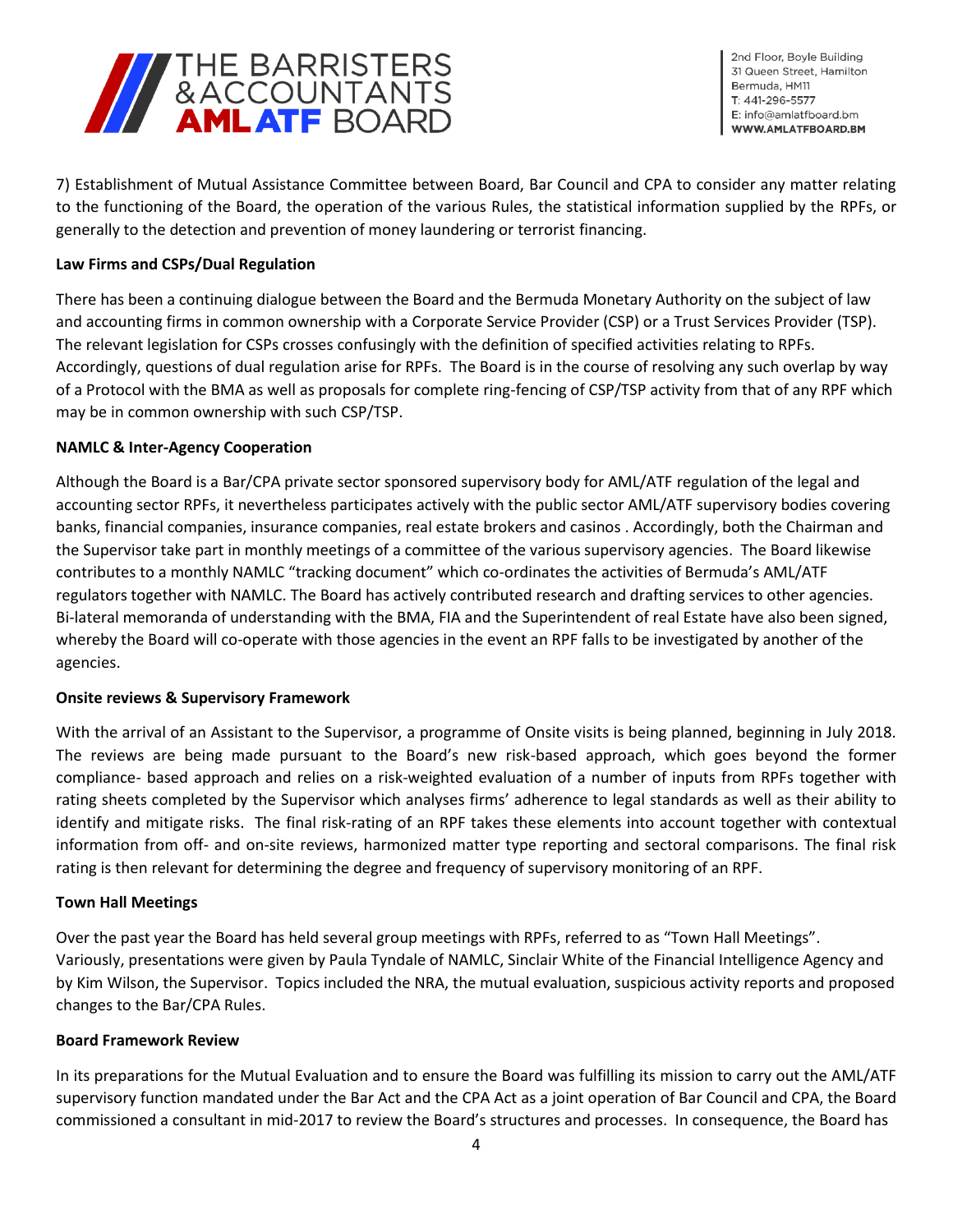7) Establishment of Mutual Assistance Committee between Board, Bar Council and CPA to consider any matter relating to the functioning of the Board, the operation of the various Rules, the statistical information supplied by the RPFs, or generally to the detection and prevention of money laundering or terrorist financing.

**Law Firms and CSPs/Dual Regulation**

There has been a continuing dialogue between the Board and the Bermuda Monetary Authority on the subject of law and accounting firms in common ownership with a Corporate Service Provider (CSP) or a Trust Services Provider (TSP). The relevant legislation for CSPs crosses confusingly with the definition of specified activities relating to RPFs. Accordingly, questions of dual regulation arise for RPFs. The Board is in the course of resolving any such overlap by way of a Protocol with the BMA as well as proposals for complete ring-fencing of CSP/TSP activity from that of any RPF which may be in common ownership with such CSP/TSP.

**NAMLC & Inter-Agency Cooperation**

Although the Board is a Bar/CPA private sector sponsored supervisory body for AML/ATF regulation of the legal and accounting sector RPFs, it nevertheless participates actively with the public sector AML/ATF supervisory bodies covering banks, financial companies, insurance companies, real estate brokers and casinos . Accordingly, both the Chairman and the Supervisor take part in monthly meetings of a committee of the various supervisory agencies. The Board likewise contributes to a monthly NAMLC "tracking document" which co-ordinates the activities of Bermuda's AML/ATF regulators together with NAMLC. The Board has actively contributed research and drafting services to other agencies. Bi-lateral memoranda of understanding with the BMA, FIA and the Superintendent of real Estate have also been signed, whereby the Board will co-operate with those agencies in the event an RPF falls to be investigated by another of the agencies.

**Onsite reviews & Supervisory Framework**

With the arrival of an Assistant to the Supervisor, a programme of Onsite visits is being planned, beginning in July 2018. The reviews are being made pursuant to the Board's new risk-based approach, which goes beyond the former compliance- based approach and relies on a risk-weighted evaluation of a number of inputs from RPFs together with rating sheets completed by the Supervisor which analyses firms' adherence to legal standards as well as their ability to identify and mitigate risks. The final risk-rating of an RPF takes these elements into account together with contextual information from off- and on-site reviews, harmonized matter type reporting and sectoral comparisons. The final risk rating is then relevant for determining the degree and frequency of supervisory monitoring of an RPF.

**Town Hall Meetings**

Over the past year the Board has held several group meetings with RPFs, referred to as "Town Hall Meetings". Variously, presentations were given by Paula Tyndale of NAMLC, Sinclair White of the Financial Intelligence Agency and by Kim Wilson, the Supervisor. Topics included the NRA, the mutual evaluation, suspicious activity reports and proposed changes to the Bar/CPA Rules.

**Board Framework Review**

In its preparations for the Mutual Evaluation and to ensure the Board was fulfilling its mission to carry out the AML/ATF supervisory function mandated under the Bar Act and the CPA Act as a joint operation of Bar Council and CPA, the Board commissioned a consultant in mid-2017 to review the Board's structures and processes. In consequence, the Board has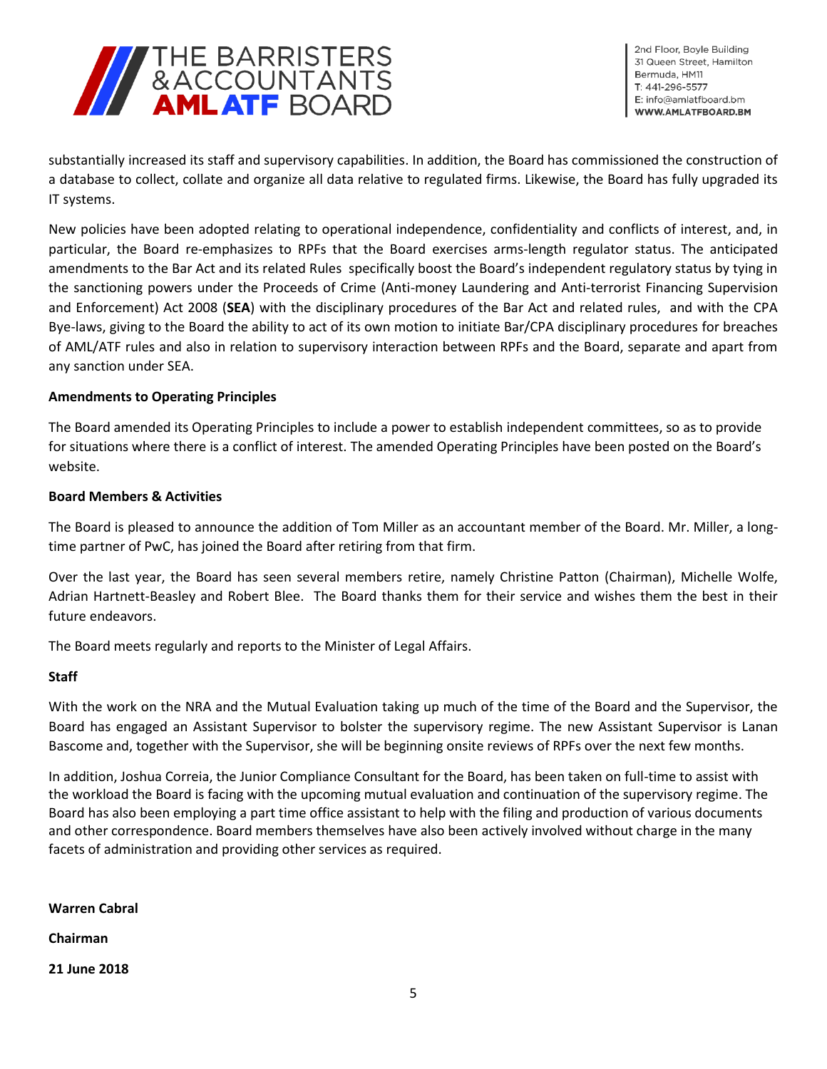substantially increased its staff and supervisory capabilities. In addition, the Board has commissioned the construction of a database to collect, collate and organize all data relative to regulated firms. Likewise, the Board has fully upgraded its IT systems.

New policies have been adopted relating to operational independence, confidentiality and conflicts of interest, and, in particular, the Board re-emphasizes to RPFs that the Board exercises arms-length regulator status. The anticipated amendments to the Bar Act and its related Rules specifically boost the Board's independent regulatory status by tying in the sanctioning powers under the Proceeds of Crime (Anti-money Laundering and Anti-terrorist Financing Supervision and Enforcement) Act 2008 (**SEA**) with the disciplinary procedures of the Bar Act and related rules, and with the CPA Bye-laws, giving to the Board the ability to act of its own motion to initiate Bar/CPA disciplinary procedures for breaches of AML/ATF rules and also in relation to supervisory interaction between RPFs and the Board, separate and apart from any sanction under SEA.

**Amendments to Operating Principles**

The Board amended its Operating Principles to include a power to establish independent committees, so as to provide for situations where there is a conflict of interest. The amended Operating Principles have been posted on the Board's website.

**Board Members & Activities**

The Board is pleased to announce the addition of Tom Miller as an accountant member of the Board. Mr. Miller, a long-time partner of PwC, has joined the Board after retiring from that firm.

Over the last year, the Board has seen several members retire, namely Christine Patton (Chairman), Michelle Wolfe, Adrian Hartnett-Beasley and Robert Blee. The Board thanks them for their service and wishes them the best in their future endeavors.

The Board meets regularly and reports to the Minister of Legal Affairs.

**Staff**

With the work on the NRA and the Mutual Evaluation taking up much of the time of the Board and the Supervisor, the Board has engaged an Assistant Supervisor to bolster the supervisory regime. The new Assistant Supervisor is Lanan Bascome and, together with the Supervisor, she will be beginning onsite reviews of RPFs over the next few months.

In addition, Joshua Correia, the Junior Compliance Consultant for the Board, has been taken on full-time to assist with the workload the Board is facing with the upcoming mutual evaluation and continuation of the supervisory regime. The Board has also been employing a part time office assistant to help with the filing and production of various documents and other correspondence. Board members themselves have also been actively involved without charge in the many facets of administration and providing other services as required.

**Warren Cabral**

**Chairman**

**21 June 2018**